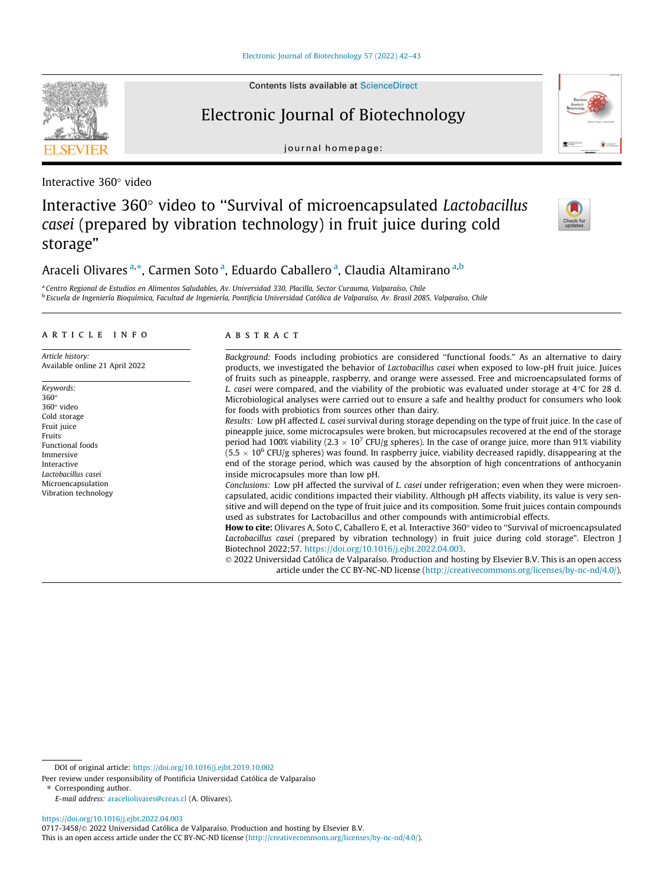Interactive 360° video

# Interactive 360° video to "Survival of microencapsulated *Lactobacillus casei* (prepared by vibration technology) in fruit juice during cold storage"

Araceli Olivares [a,*], Carmen Soto [a], Eduardo Caballero [a], Claudia Altamirano [a,b]

[a] Centro Regional de Estudios en Alimentos Saludables, Av. Universidad 330, Placilla, Sector Curauma, Valparaíso, Chile

[b] Escuela de Ingeniería Bioquímica, Facultad de Ingeniería, Pontificia Universidad Católica de Valparaíso, Av. Brasil 2085, Valparaíso, Chile

## ARTICLE INFO

*Article history:*
Available online 21 April 2022

*Keywords:*
360°
360° video
Cold storage
Fruit juice
Fruits
Functional foods
Immersive
Interactive
*Lactobacillus casei*
Microencapsulation
Vibration technology

## ABSTRACT

*Background:* Foods including probiotics are considered "functional foods." As an alternative to dairy products, we investigated the behavior of *Lactobacillus casei* when exposed to low-pH fruit juice. Juices of fruits such as pineapple, raspberry, and orange were assessed. Free and microencapsulated forms of *L. casei* were compared, and the viability of the probiotic was evaluated under storage at 4°C for 28 d. Microbiological analyses were carried out to ensure a safe and healthy product for consumers who look for foods with probiotics from sources other than dairy.

*Results:* Low pH affected *L. casei* survival during storage depending on the type of fruit juice. In the case of pineapple juice, some microcapsules were broken, but microcapsules recovered at the end of the storage period had 100% viability ($2.3 \times 10^7$ CFU/g spheres). In the case of orange juice, more than 91% viability ($5.5 \times 10^6$ CFU/g spheres) was found. In raspberry juice, viability decreased rapidly, disappearing at the end of the storage period, which was caused by the absorption of high concentrations of anthocyanin inside microcapsules more than low pH.

*Conclusions:* Low pH affected the survival of *L. casei* under refrigeration; even when they were microencapsulated, acidic conditions impacted their viability. Although pH affects viability, its value is very sensitive and will depend on the type of fruit juice and its composition. Some fruit juices contain compounds used as substrates for Lactobacillus and other compounds with antimicrobial effects.

**How to cite:** Olivares A, Soto C, Caballero E, et al. Interactive 360° video to "Survival of microencapsulated *Lactobacillus casei* (prepared by vibration technology) in fruit juice during cold storage". Electron J Biotechnol 2022;57. https://doi.org/10.1016/j.ejbt.2022.04.003.

© 2022 Universidad Católica de Valparaíso. Production and hosting by Elsevier B.V. This is an open access article under the CC BY-NC-ND license (http://creativecommons.org/licenses/by-nc-nd/4.0/).

---

DOI of original article: https://doi.org/10.1016/j.ejbt.2019.10.002

Peer review under responsibility of Pontificia Universidad Católica de Valparaíso

* Corresponding author.

*E-mail address:* araceliolivares@creas.cl (A. Olivares).

https://doi.org/10.1016/j.ejbt.2022.04.003
0717-3458/© 2022 Universidad Católica de Valparaíso. Production and hosting by Elsevier B.V.
This is an open access article under the CC BY-NC-ND license (http://creativecommons.org/licenses/by-nc-nd/4.0/).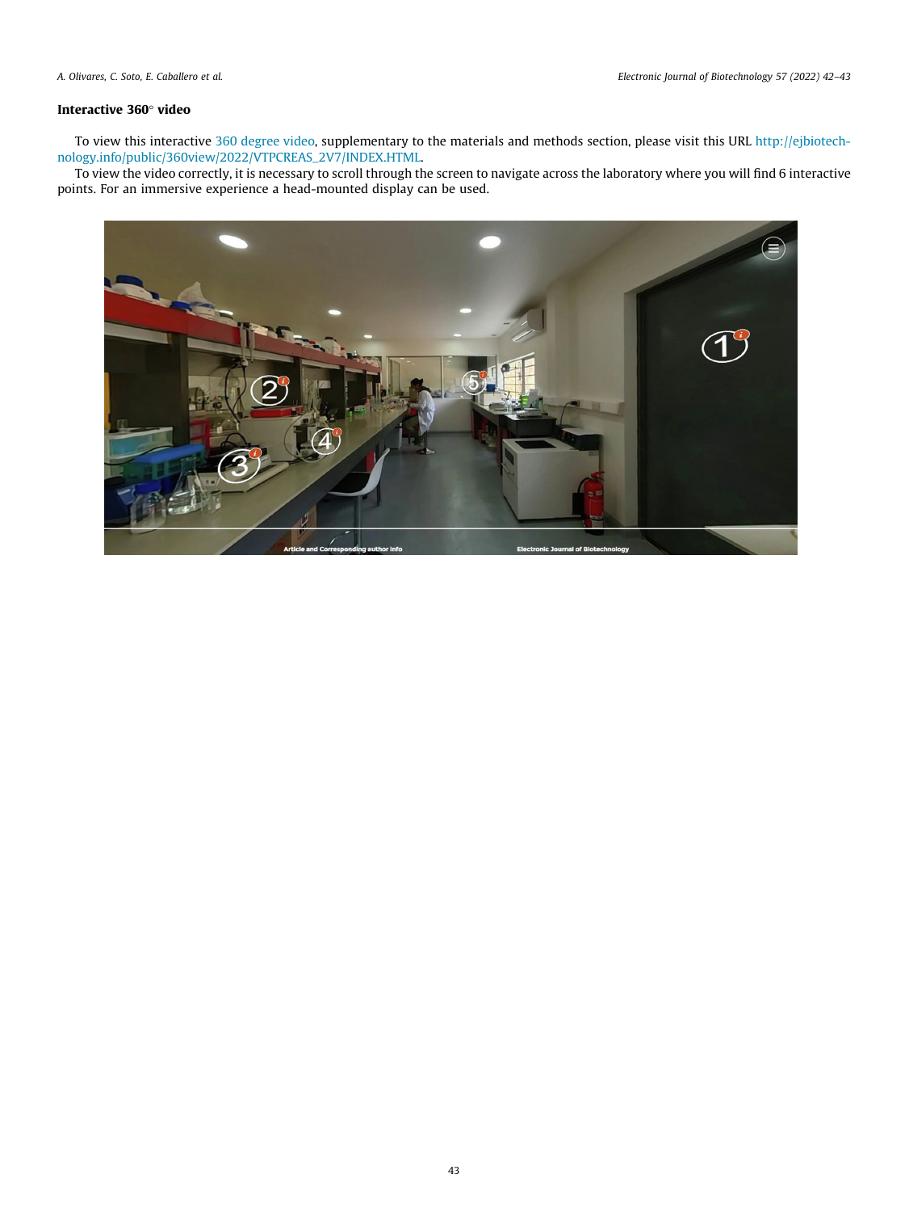### Interactive 360° video

To view this interactive 360 degree video, supplementary to the materials and methods section, please visit this URL http://ejbiotechnology.info/public/360view/2022/VTPCREAS_2V7/INDEX.HTML.

To view the video correctly, it is necessary to scroll through the screen to navigate across the laboratory where you will find 6 interactive points. For an immersive experience a head-mounted display can be used.